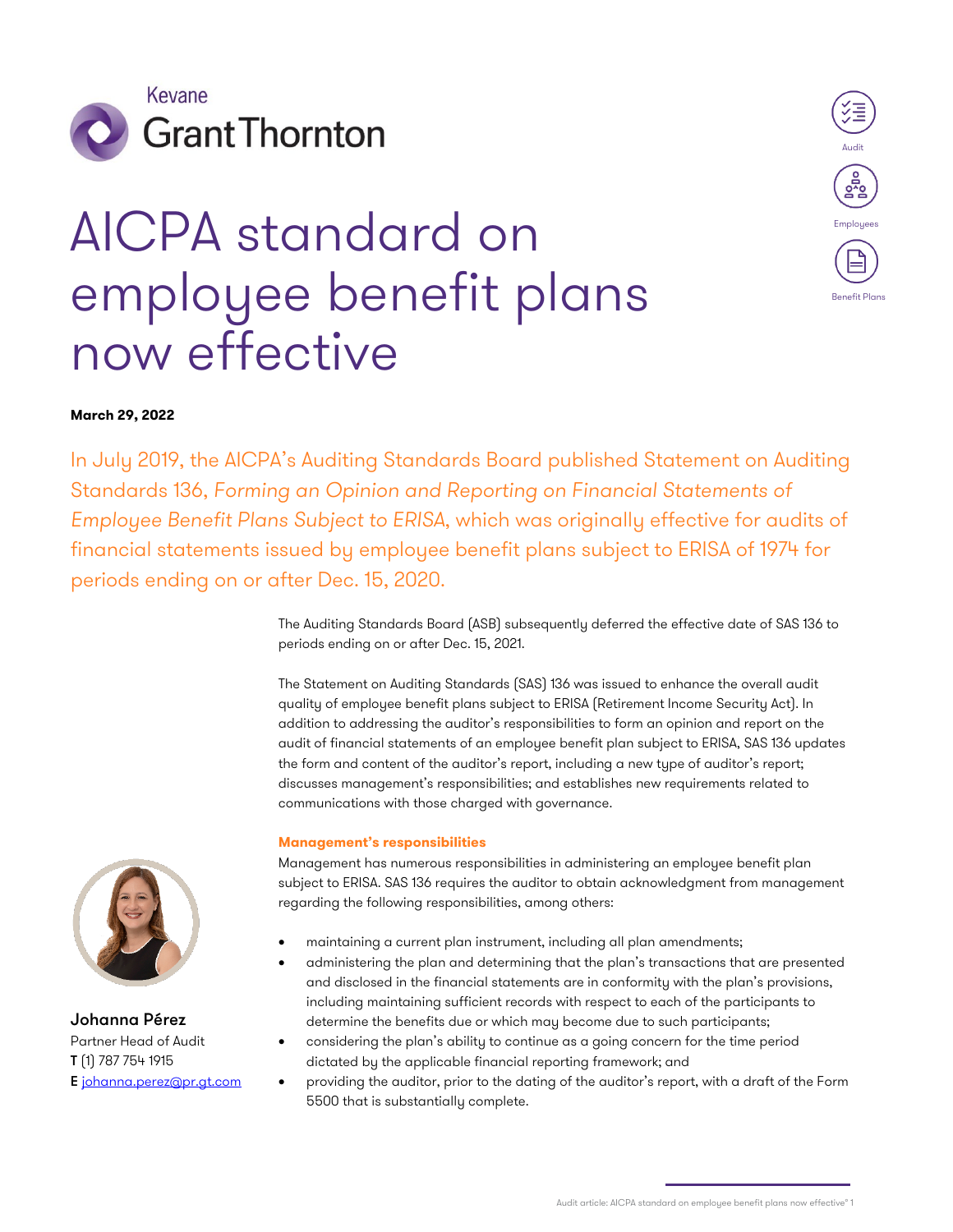Kevane Grant Thornton

Audit

Employees

Benefit Plans

# AICPA standard on employee benefit plans now effective

**March 29, 2022**

In July 2019, the AICPA's Auditing Standards Board published Statement on Auditing Standards 136, *Forming an Opinion and Reporting on Financial Statements of Employee Benefit Plans Subject to ERISA*, which was originally effective for audits of financial statements issued by employee benefit plans subject to ERISA of 1974 for periods ending on or after Dec. 15, 2020.

The Auditing Standards Board (ASB) subsequently deferred the effective date of SAS 136 to periods ending on or after Dec. 15, 2021.

The Statement on Auditing Standards (SAS) 136 was issued to enhance the overall audit quality of employee benefit plans subject to ERISA (Retirement Income Security Act). In addition to addressing the auditor's responsibilities to form an opinion and report on the audit of financial statements of an employee benefit plan subject to ERISA, SAS 136 updates the form and content of the auditor's report, including a new type of auditor's report; discusses management's responsibilities; and establishes new requirements related to communications with those charged with governance.

### Management's responsibilities

Management has numerous responsibilities in administering an employee benefit plan subject to ERISA. SAS 136 requires the auditor to obtain acknowledgment from management regarding the following responsibilities, among others:

- maintaining a current plan instrument, including all plan amendments;
- administering the plan and determining that the plan's transactions that are presented and disclosed in the financial statements are in conformity with the plan's provisions, including maintaining sufficient records with respect to each of the participants to determine the benefits due or which may become due to such participants;
- considering the plan's ability to continue as a going concern for the time period dictated by the applicable financial reporting framework; and
- providing the auditor, prior to the dating of the auditor's report, with a draft of the Form 5500 that is substantially complete.

**Johanna Pérez**
Partner Head of Audit
**T** (1) 787 754 1915
**E** johanna.perez@pr.gt.com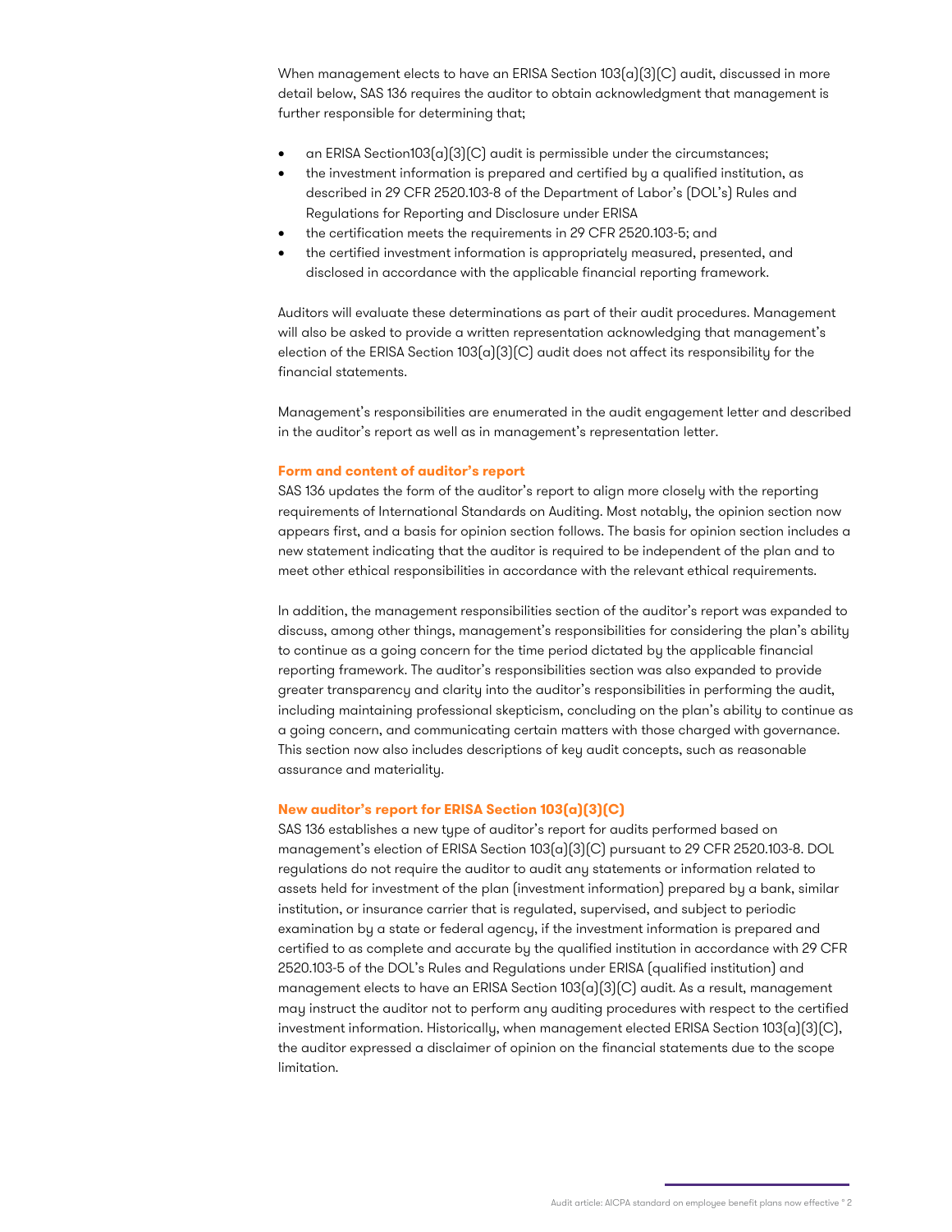When management elects to have an ERISA Section 103(a)(3)(C) audit, discussed in more detail below, SAS 136 requires the auditor to obtain acknowledgment that management is further responsible for determining that;

- an ERISA Section103(a)(3)(C) audit is permissible under the circumstances;
- the investment information is prepared and certified by a qualified institution, as described in 29 CFR 2520.103-8 of the Department of Labor's (DOL's) Rules and Regulations for Reporting and Disclosure under ERISA
- the certification meets the requirements in 29 CFR 2520.103-5; and
- the certified investment information is appropriately measured, presented, and disclosed in accordance with the applicable financial reporting framework.

Auditors will evaluate these determinations as part of their audit procedures. Management will also be asked to provide a written representation acknowledging that management's election of the ERISA Section 103(a)(3)(C) audit does not affect its responsibility for the financial statements.

Management's responsibilities are enumerated in the audit engagement letter and described in the auditor's report as well as in management's representation letter.

**Form and content of auditor's report**

SAS 136 updates the form of the auditor's report to align more closely with the reporting requirements of International Standards on Auditing. Most notably, the opinion section now appears first, and a basis for opinion section follows. The basis for opinion section includes a new statement indicating that the auditor is required to be independent of the plan and to meet other ethical responsibilities in accordance with the relevant ethical requirements.

In addition, the management responsibilities section of the auditor's report was expanded to discuss, among other things, management's responsibilities for considering the plan's ability to continue as a going concern for the time period dictated by the applicable financial reporting framework. The auditor's responsibilities section was also expanded to provide greater transparency and clarity into the auditor's responsibilities in performing the audit, including maintaining professional skepticism, concluding on the plan's ability to continue as a going concern, and communicating certain matters with those charged with governance. This section now also includes descriptions of key audit concepts, such as reasonable assurance and materiality.

**New auditor's report for ERISA Section 103(a)(3)(C)**

SAS 136 establishes a new type of auditor's report for audits performed based on management's election of ERISA Section 103(a)(3)(C) pursuant to 29 CFR 2520.103-8. DOL regulations do not require the auditor to audit any statements or information related to assets held for investment of the plan (investment information) prepared by a bank, similar institution, or insurance carrier that is regulated, supervised, and subject to periodic examination by a state or federal agency, if the investment information is prepared and certified to as complete and accurate by the qualified institution in accordance with 29 CFR 2520.103-5 of the DOL's Rules and Regulations under ERISA (qualified institution) and management elects to have an ERISA Section 103(a)(3)(C) audit. As a result, management may instruct the auditor not to perform any auditing procedures with respect to the certified investment information. Historically, when management elected ERISA Section 103(a)(3)(C), the auditor expressed a disclaimer of opinion on the financial statements due to the scope limitation.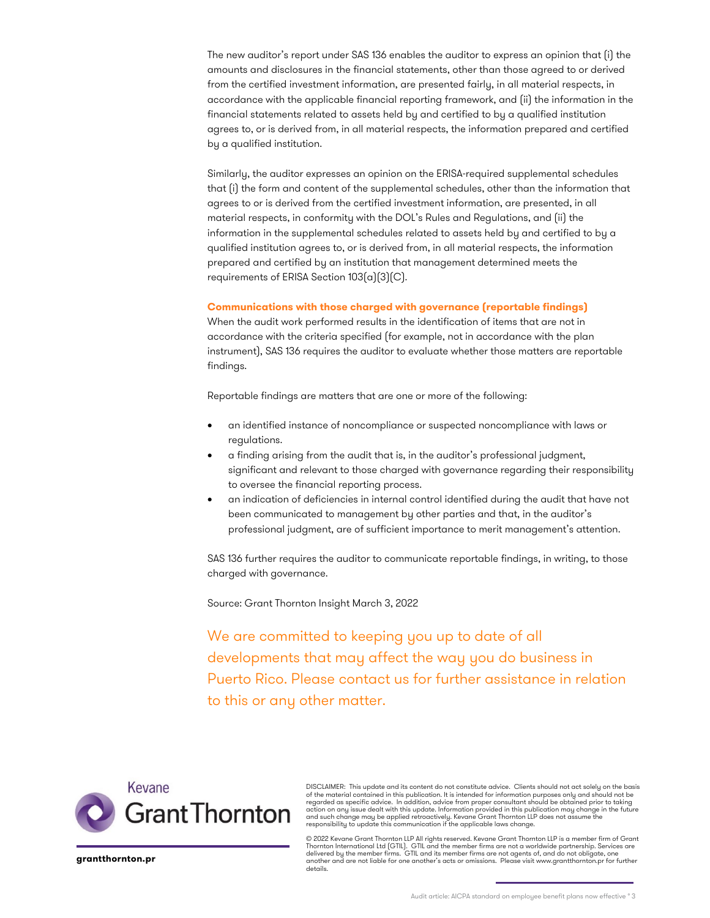The new auditor's report under SAS 136 enables the auditor to express an opinion that (i) the amounts and disclosures in the financial statements, other than those agreed to or derived from the certified investment information, are presented fairly, in all material respects, in accordance with the applicable financial reporting framework, and (ii) the information in the financial statements related to assets held by and certified to by a qualified institution agrees to, or is derived from, in all material respects, the information prepared and certified by a qualified institution.

Similarly, the auditor expresses an opinion on the ERISA-required supplemental schedules that (i) the form and content of the supplemental schedules, other than the information that agrees to or is derived from the certified investment information, are presented, in all material respects, in conformity with the DOL's Rules and Regulations, and (ii) the information in the supplemental schedules related to assets held by and certified to by a qualified institution agrees to, or is derived from, in all material respects, the information prepared and certified by an institution that management determined meets the requirements of ERISA Section 103(a)(3)(C).

**Communications with those charged with governance (reportable findings)**

When the audit work performed results in the identification of items that are not in accordance with the criteria specified (for example, not in accordance with the plan instrument), SAS 136 requires the auditor to evaluate whether those matters are reportable findings.

Reportable findings are matters that are one or more of the following:

- an identified instance of noncompliance or suspected noncompliance with laws or regulations.
- a finding arising from the audit that is, in the auditor's professional judgment, significant and relevant to those charged with governance regarding their responsibility to oversee the financial reporting process.
- an indication of deficiencies in internal control identified during the audit that have not been communicated to management by other parties and that, in the auditor's professional judgment, are of sufficient importance to merit management's attention.

SAS 136 further requires the auditor to communicate reportable findings, in writing, to those charged with governance.

Source: Grant Thornton Insight March 3, 2022

We are committed to keeping you up to date of all developments that may affect the way you do business in Puerto Rico. Please contact us for further assistance in relation to this or any other matter.

Kevane Grant Thornton

grantthornton.pr

DISCLAIMER: This update and its content do not constitute advice. Clients should not act solely on the basis of the material contained in this publication. It is intended for information purposes only and should not be regarded as specific advice. In addition, advice from proper consultant should be obtained prior to taking action on any issue dealt with this update. Information provided in this publication may change in the future and such change may be applied retroactively. Kevane Grant Thornton LLP does not assume the responsibility to update this communication if the applicable laws change.

© 2022 Kevane Grant Thornton LLP All rights reserved. Kevane Grant Thornton LLP is a member firm of Grant Thornton International Ltd (GTIL). GTIL and the member firms are not a worldwide partnership. Services are delivered by the member firms. GTIL and its member firms are not agents of, and do not obligate, one another and are not liable for one another's acts or omissions. Please visit www.grantthornton.pr for further details.